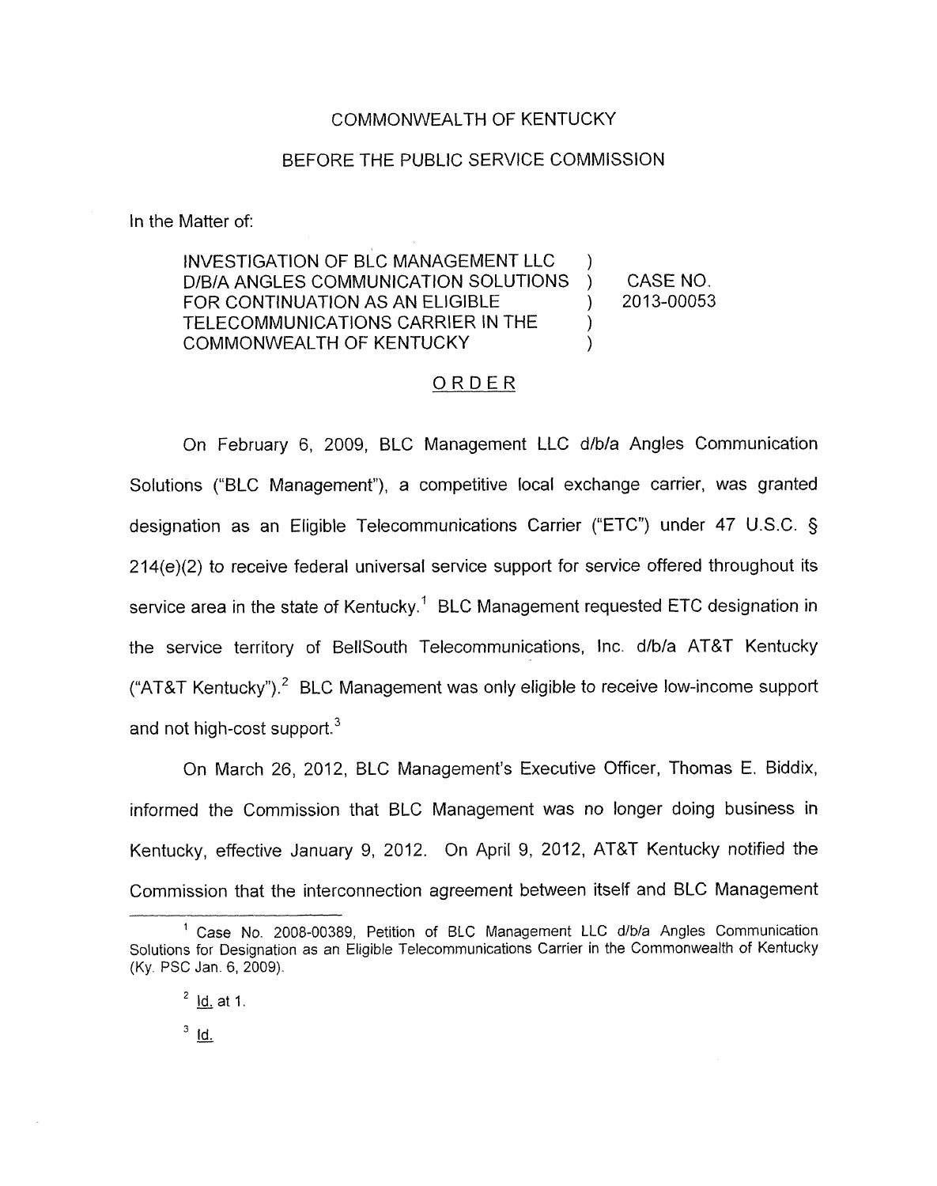COMMONWEALTH OF KENTUCKY

BEFORE THE PUBLIC SERVICE COMMISSION

In the Matter of:

| | | |
|---|---|---|
| INVESTIGATION OF BLC MANAGEMENT LLC D/B/A ANGLES COMMUNICATION SOLUTIONS FOR CONTINUATION AS AN ELIGIBLE TELECOMMUNICATIONS CARRIER IN THE COMMONWEALTH OF KENTUCKY | ) ) ) ) ) | CASE NO. 2013-00053 |

## ORDER

On February 6, 2009, BLC Management LLC d/b/a Angles Communication Solutions ("BLC Management"), a competitive local exchange carrier, was granted designation as an Eligible Telecommunications Carrier ("ETC") under 47 U.S.C. § 214(e)(2) to receive federal universal service support for service offered throughout its service area in the state of Kentucky.[1] BLC Management requested ETC designation in the service territory of BellSouth Telecommunications, Inc. d/b/a AT&T Kentucky ("AT&T Kentucky").[2] BLC Management was only eligible to receive low-income support and not high-cost support.[3]

On March 26, 2012, BLC Management's Executive Officer, Thomas E. Biddix, informed the Commission that BLC Management was no longer doing business in Kentucky, effective January 9, 2012. On April 9, 2012, AT&T Kentucky notified the Commission that the interconnection agreement between itself and BLC Management

---

[1] Case No. 2008-00389, Petition of BLC Management LLC d/b/a Angles Communication Solutions for Designation as an Eligible Telecommunications Carrier in the Commonwealth of Kentucky (Ky. PSC Jan. 6, 2009).

[2] Id. at 1.

[3] Id.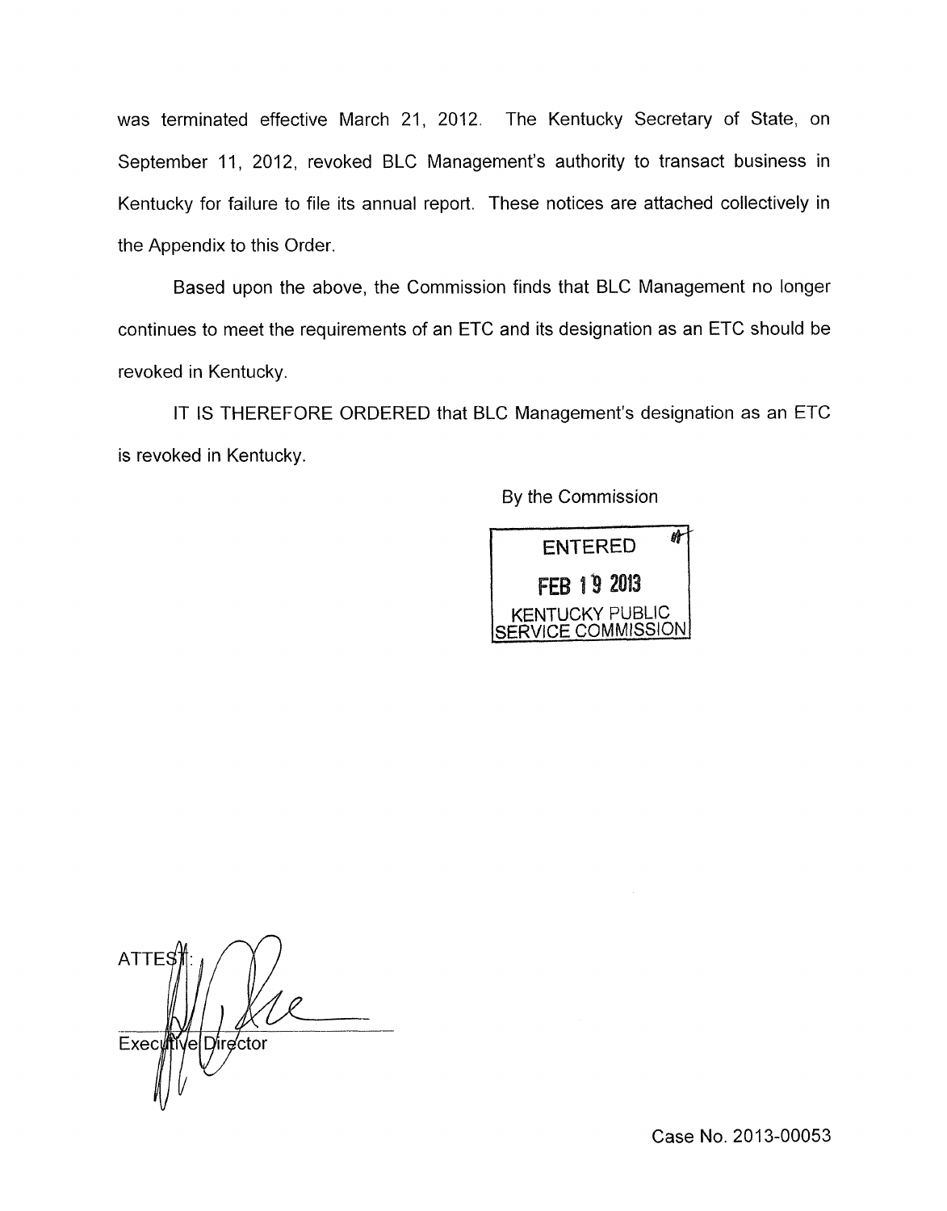was terminated effective March 21, 2012. The Kentucky Secretary of State, on September 11, 2012, revoked BLC Management's authority to transact business in Kentucky for failure to file its annual report. These notices are attached collectively in the Appendix to this Order.

Based upon the above, the Commission finds that BLC Management no longer continues to meet the requirements of an ETC and its designation as an ETC should be revoked in Kentucky.

IT IS THEREFORE ORDERED that BLC Management's designation as an ETC is revoked in Kentucky.

By the Commission

ENTERED
FEB 19 2013
KENTUCKY PUBLIC SERVICE COMMISSION

ATTEST:

Executive Director

Case No. 2013-00053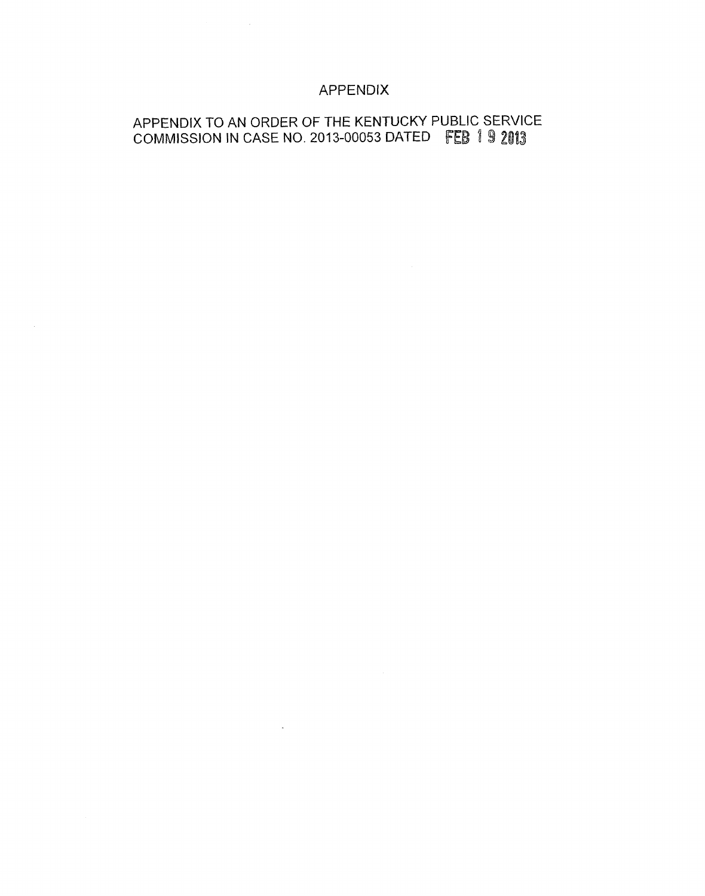# APPENDIX

APPENDIX TO AN ORDER OF THE KENTUCKY PUBLIC SERVICE COMMISSION IN CASE NO. 2013-00053 DATED FEB 19 2013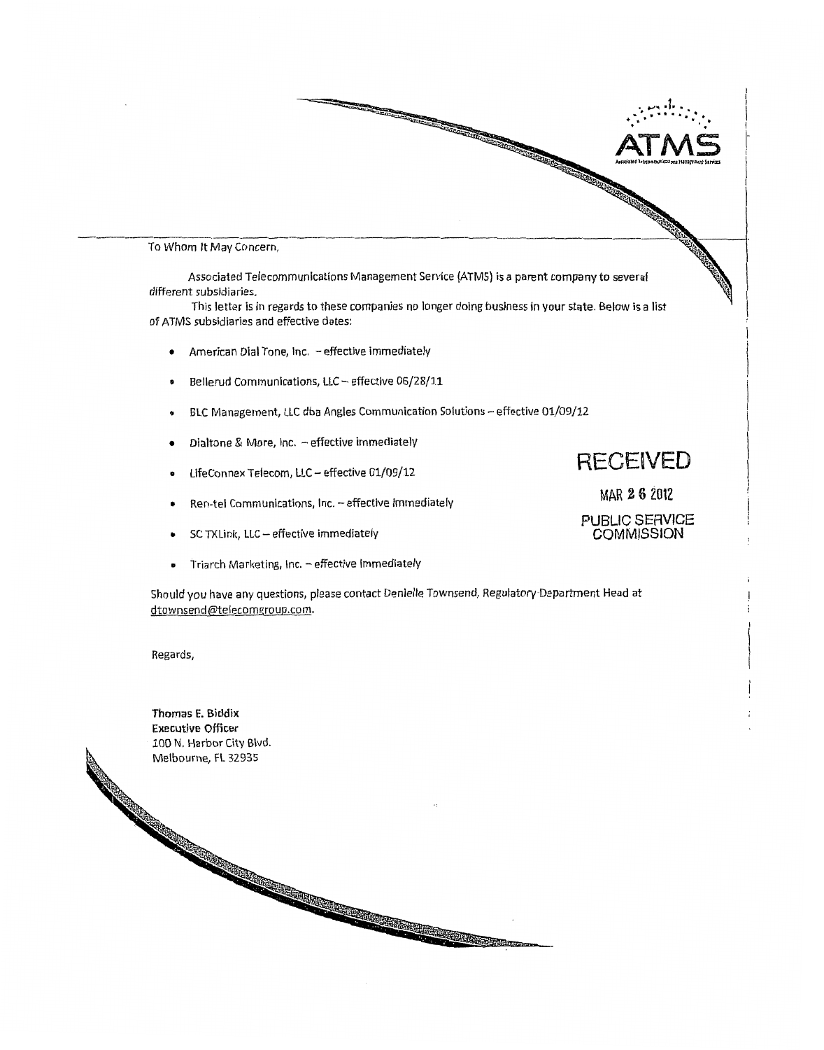ATMS

Associated Telecommunications Management Services

To Whom It May Concern,

Associated Telecommunications Management Service (ATMS) is a parent company to several different subsidiaries.

This letter is in regards to these companies no longer doing business in your state. Below is a list of ATMS subsidiaries and effective dates:

- American Dial Tone, Inc. – effective immediately
- Bellerud Communications, LLC – effective 06/28/11
- BLC Management, LLC dba Angles Communication Solutions – effective 01/09/12
- Dialtone & More, Inc. – effective immediately
- LifeConnex Telecom, LLC – effective 01/09/12
- Ren-tel Communications, Inc. – effective immediately
- SC TXLink, LLC – effective immediately
- Triarch Marketing, Inc. – effective immediately

RECEIVED

MAR 26 2012

PUBLIC SERVICE COMMISSION

Should you have any questions, please contact Denielle Townsend, Regulatory Department Head at dtownsend@telecomgroup.com.

Regards,

**Thomas E. Biddix**
**Executive Officer**
100 N. Harbor City Blvd.
Melbourne, FL 32935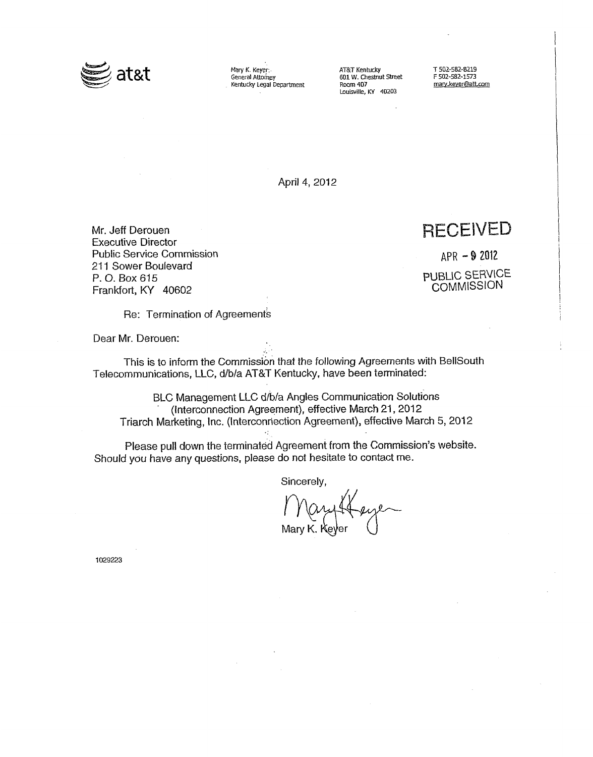at&t

Mary K. Keyer
General Attorney
Kentucky Legal Department

AT&T Kentucky
601 W. Chestnut Street
Room 407
Louisville, KY 40203

T 502-582-8219
F 502-582-1573
mary.keyer@att.com

April 4, 2012

Mr. Jeff Derouen
Executive Director
Public Service Commission
211 Sower Boulevard
P. O. Box 615
Frankfort, KY 40602

RECEIVED

APR - 9 2012

PUBLIC SERVICE
COMMISSION

Re: Termination of Agreements

Dear Mr. Derouen:

This is to inform the Commission that the following Agreements with BellSouth Telecommunications, LLC, d/b/a AT&T Kentucky, have been terminated:

BLC Management LLC d/b/a Angles Communication Solutions
(Interconnection Agreement), effective March 21, 2012
Triarch Marketing, Inc. (Interconnection Agreement), effective March 5, 2012

Please pull down the terminated Agreement from the Commission's website. Should you have any questions, please do not hesitate to contact me.

Sincerely,

Mary K. Keyer

1029223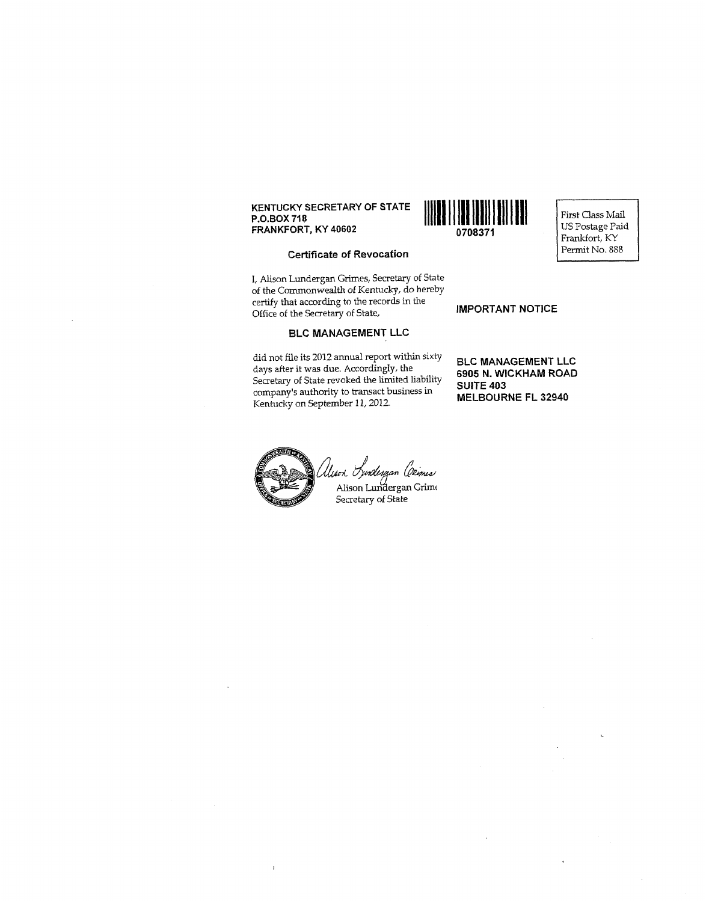KENTUCKY SECRETARY OF STATE
P.O.BOX 718
FRANKFORT, KY 40602

0708371

First Class Mail
US Postage Paid
Frankfort, KY
Permit No. 888

## Certificate of Revocation

I, Alison Lundergan Grimes, Secretary of State of the Commonwealth of Kentucky, do hereby certify that according to the records in the Office of the Secretary of State,

**BLC MANAGEMENT LLC**

did not file its 2012 annual report within sixty days after it was due. Accordingly, the Secretary of State revoked the limited liability company's authority to transact business in Kentucky on September 11, 2012.

**IMPORTANT NOTICE**

**BLC MANAGEMENT LLC**
**6905 N. WICKHAM ROAD**
**SUITE 403**
**MELBOURNE FL 32940**

Alison Lundergan Grimes
Secretary of State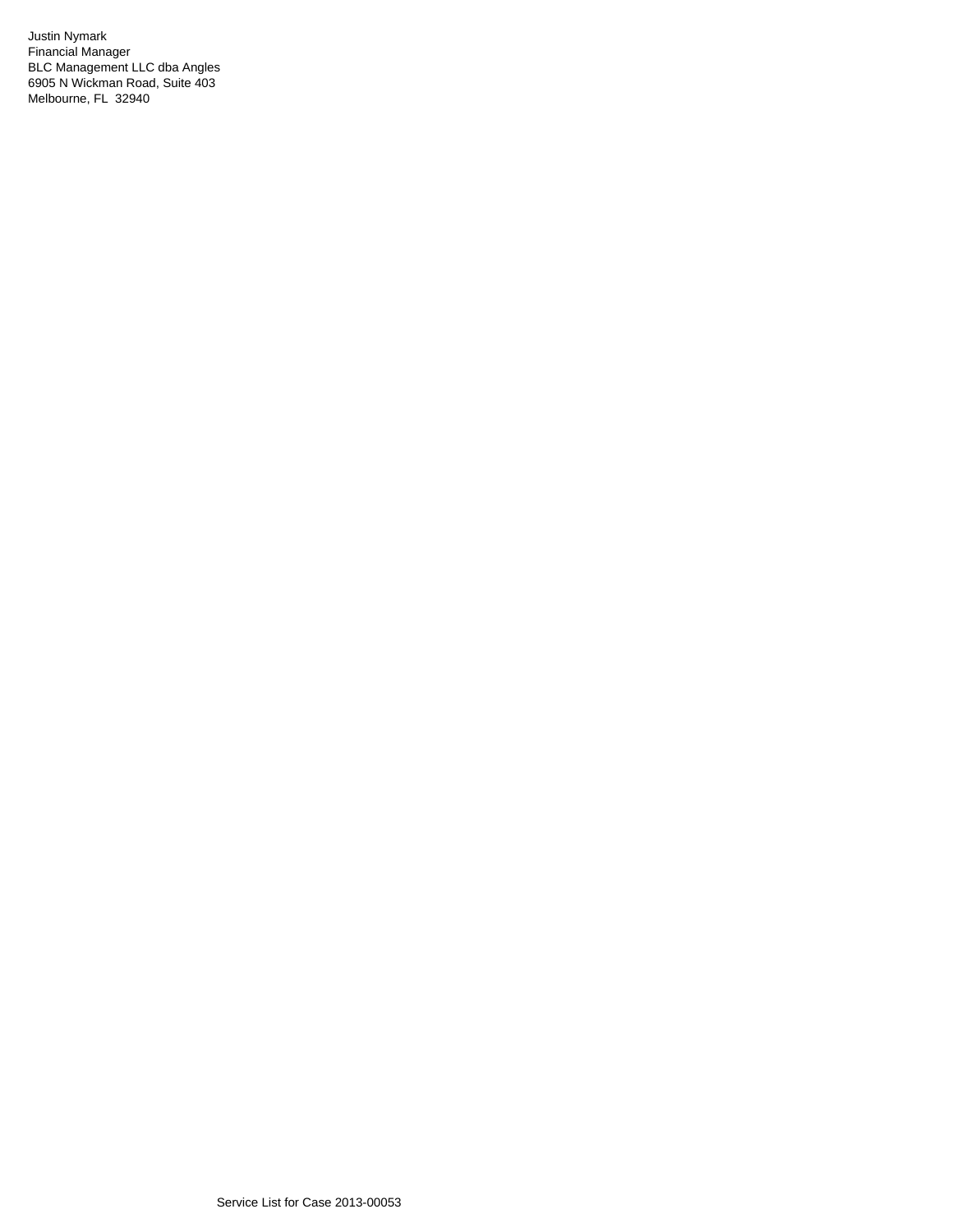Justin Nymark
Financial Manager
BLC Management LLC dba Angles
6905 N Wickman Road, Suite 403
Melbourne, FL  32940